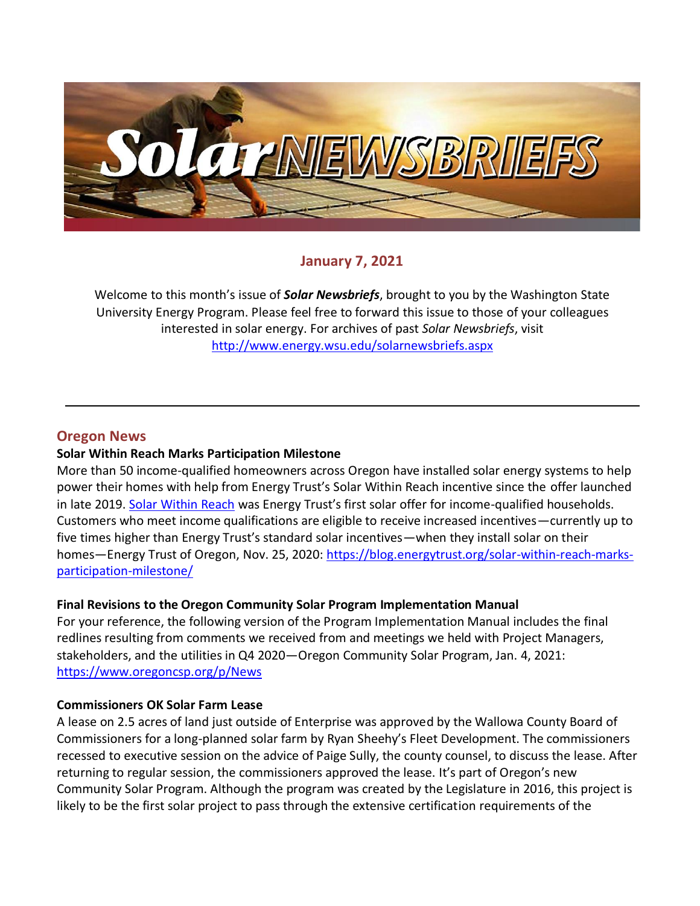# Solar NEWSBRIEFS

## January 7, 2021

Welcome to this month's issue of ***Solar Newsbriefs***, brought to you by the Washington State University Energy Program. Please feel free to forward this issue to those of your colleagues interested in solar energy. For archives of past *Solar Newsbriefs*, visit http://www.energy.wsu.edu/solarnewsbriefs.aspx

---

## Oregon News

**Solar Within Reach Marks Participation Milestone**

More than 50 income-qualified homeowners across Oregon have installed solar energy systems to help power their homes with help from Energy Trust's Solar Within Reach incentive since the offer launched in late 2019. Solar Within Reach was Energy Trust's first solar offer for income-qualified households. Customers who meet income qualifications are eligible to receive increased incentives—currently up to five times higher than Energy Trust's standard solar incentives—when they install solar on their homes—Energy Trust of Oregon, Nov. 25, 2020: https://blog.energytrust.org/solar-within-reach-marks-participation-milestone/

**Final Revisions to the Oregon Community Solar Program Implementation Manual**

For your reference, the following version of the Program Implementation Manual includes the final redlines resulting from comments we received from and meetings we held with Project Managers, stakeholders, and the utilities in Q4 2020—Oregon Community Solar Program, Jan. 4, 2021: https://www.oregoncsp.org/p/News

**Commissioners OK Solar Farm Lease**

A lease on 2.5 acres of land just outside of Enterprise was approved by the Wallowa County Board of Commissioners for a long-planned solar farm by Ryan Sheehy's Fleet Development. The commissioners recessed to executive session on the advice of Paige Sully, the county counsel, to discuss the lease. After returning to regular session, the commissioners approved the lease. It's part of Oregon's new Community Solar Program. Although the program was created by the Legislature in 2016, this project is likely to be the first solar project to pass through the extensive certification requirements of the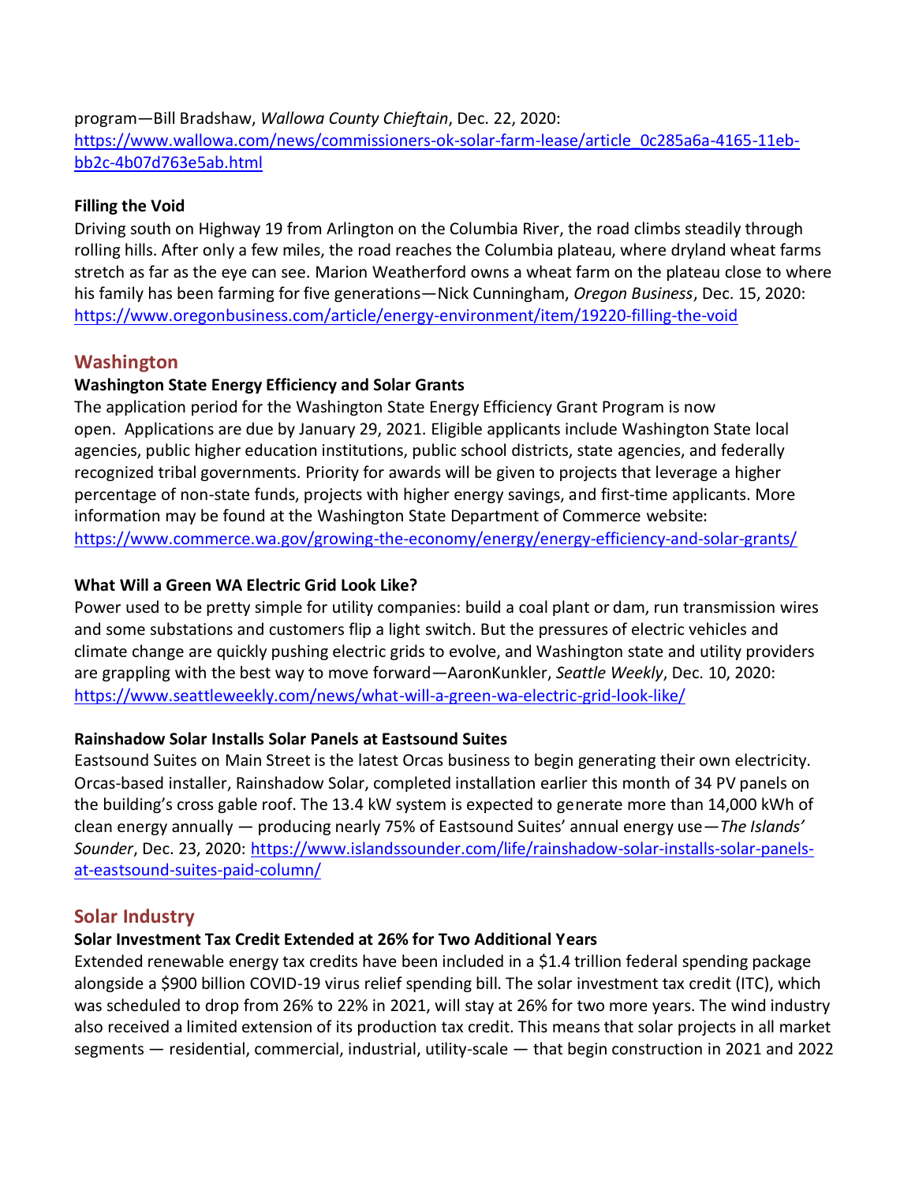program—Bill Bradshaw, *Wallowa County Chieftain*, Dec. 22, 2020: https://www.wallowa.com/news/commissioners-ok-solar-farm-lease/article_0c285a6a-4165-11eb-bb2c-4b07d763e5ab.html

**Filling the Void**

Driving south on Highway 19 from Arlington on the Columbia River, the road climbs steadily through rolling hills. After only a few miles, the road reaches the Columbia plateau, where dryland wheat farms stretch as far as the eye can see. Marion Weatherford owns a wheat farm on the plateau close to where his family has been farming for five generations—Nick Cunningham, *Oregon Business*, Dec. 15, 2020: https://www.oregonbusiness.com/article/energy-environment/item/19220-filling-the-void

## Washington

**Washington State Energy Efficiency and Solar Grants**

The application period for the Washington State Energy Efficiency Grant Program is now open. Applications are due by January 29, 2021. Eligible applicants include Washington State local agencies, public higher education institutions, public school districts, state agencies, and federally recognized tribal governments. Priority for awards will be given to projects that leverage a higher percentage of non-state funds, projects with higher energy savings, and first-time applicants. More information may be found at the Washington State Department of Commerce website: https://www.commerce.wa.gov/growing-the-economy/energy/energy-efficiency-and-solar-grants/

**What Will a Green WA Electric Grid Look Like?**

Power used to be pretty simple for utility companies: build a coal plant or dam, run transmission wires and some substations and customers flip a light switch. But the pressures of electric vehicles and climate change are quickly pushing electric grids to evolve, and Washington state and utility providers are grappling with the best way to move forward—AaronKunkler, *Seattle Weekly*, Dec. 10, 2020: https://www.seattleweekly.com/news/what-will-a-green-wa-electric-grid-look-like/

**Rainshadow Solar Installs Solar Panels at Eastsound Suites**

Eastsound Suites on Main Street is the latest Orcas business to begin generating their own electricity. Orcas-based installer, Rainshadow Solar, completed installation earlier this month of 34 PV panels on the building's cross gable roof. The 13.4 kW system is expected to generate more than 14,000 kWh of clean energy annually — producing nearly 75% of Eastsound Suites' annual energy use—*The Islands' Sounder*, Dec. 23, 2020: https://www.islandssounder.com/life/rainshadow-solar-installs-solar-panels-at-eastsound-suites-paid-column/

## Solar Industry

**Solar Investment Tax Credit Extended at 26% for Two Additional Years**

Extended renewable energy tax credits have been included in a $1.4 trillion federal spending package alongside a $900 billion COVID-19 virus relief spending bill. The solar investment tax credit (ITC), which was scheduled to drop from 26% to 22% in 2021, will stay at 26% for two more years. The wind industry also received a limited extension of its production tax credit. This means that solar projects in all market segments — residential, commercial, industrial, utility-scale — that begin construction in 2021 and 2022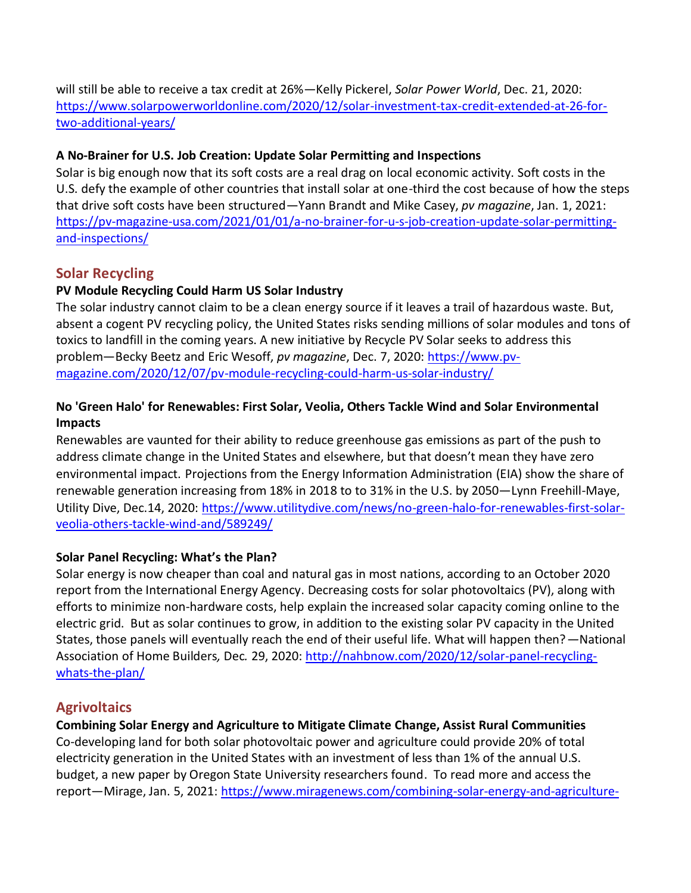will still be able to receive a tax credit at 26%—Kelly Pickerel, *Solar Power World*, Dec. 21, 2020: https://www.solarpowerworldonline.com/2020/12/solar-investment-tax-credit-extended-at-26-for-two-additional-years/

**A No-Brainer for U.S. Job Creation: Update Solar Permitting and Inspections**

Solar is big enough now that its soft costs are a real drag on local economic activity. Soft costs in the U.S. defy the example of other countries that install solar at one-third the cost because of how the steps that drive soft costs have been structured—Yann Brandt and Mike Casey, *pv magazine*, Jan. 1, 2021: https://pv-magazine-usa.com/2021/01/01/a-no-brainer-for-u-s-job-creation-update-solar-permitting-and-inspections/

## Solar Recycling

**PV Module Recycling Could Harm US Solar Industry**

The solar industry cannot claim to be a clean energy source if it leaves a trail of hazardous waste. But, absent a cogent PV recycling policy, the United States risks sending millions of solar modules and tons of toxics to landfill in the coming years. A new initiative by Recycle PV Solar seeks to address this problem—Becky Beetz and Eric Wesoff, *pv magazine*, Dec. 7, 2020: https://www.pv-magazine.com/2020/12/07/pv-module-recycling-could-harm-us-solar-industry/

**No 'Green Halo' for Renewables: First Solar, Veolia, Others Tackle Wind and Solar Environmental Impacts**

Renewables are vaunted for their ability to reduce greenhouse gas emissions as part of the push to address climate change in the United States and elsewhere, but that doesn't mean they have zero environmental impact. Projections from the Energy Information Administration (EIA) show the share of renewable generation increasing from 18% in 2018 to to 31% in the U.S. by 2050—Lynn Freehill-Maye, Utility Dive, Dec.14, 2020: https://www.utilitydive.com/news/no-green-halo-for-renewables-first-solar-veolia-others-tackle-wind-and/589249/

**Solar Panel Recycling: What's the Plan?**

Solar energy is now cheaper than coal and natural gas in most nations, according to an October 2020 report from the International Energy Agency. Decreasing costs for solar photovoltaics (PV), along with efforts to minimize non-hardware costs, help explain the increased solar capacity coming online to the electric grid. But as solar continues to grow, in addition to the existing solar PV capacity in the United States, those panels will eventually reach the end of their useful life. What will happen then?—National Association of Home Builders*,* Dec. 29, 2020: http://nahbnow.com/2020/12/solar-panel-recycling-whats-the-plan/

## Agrivoltaics

**Combining Solar Energy and Agriculture to Mitigate Climate Change, Assist Rural Communities**

Co-developing land for both solar photovoltaic power and agriculture could provide 20% of total electricity generation in the United States with an investment of less than 1% of the annual U.S. budget, a new paper by Oregon State University researchers found. To read more and access the report—Mirage, Jan. 5, 2021: https://www.miragenews.com/combining-solar-energy-and-agriculture-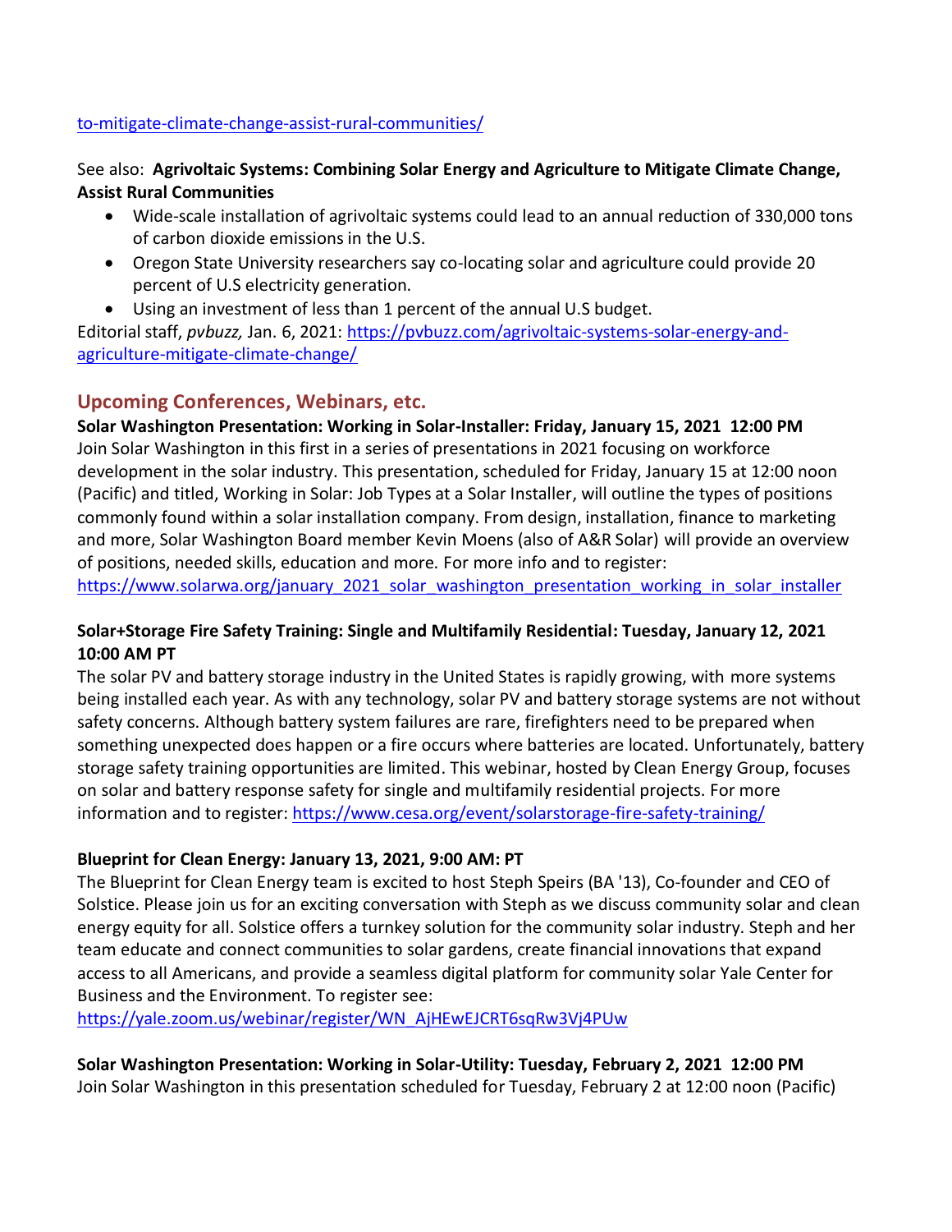to-mitigate-climate-change-assist-rural-communities/

See also: **Agrivoltaic Systems: Combining Solar Energy and Agriculture to Mitigate Climate Change, Assist Rural Communities**

- Wide-scale installation of agrivoltaic systems could lead to an annual reduction of 330,000 tons of carbon dioxide emissions in the U.S.
- Oregon State University researchers say co-locating solar and agriculture could provide 20 percent of U.S electricity generation.
- Using an investment of less than 1 percent of the annual U.S budget.

Editorial staff, *pvbuzz,* Jan. 6, 2021: https://pvbuzz.com/agrivoltaic-systems-solar-energy-and-agriculture-mitigate-climate-change/

## Upcoming Conferences, Webinars, etc.

**Solar Washington Presentation: Working in Solar-Installer: Friday, January 15, 2021 12:00 PM**
Join Solar Washington in this first in a series of presentations in 2021 focusing on workforce development in the solar industry. This presentation, scheduled for Friday, January 15 at 12:00 noon (Pacific) and titled, Working in Solar: Job Types at a Solar Installer, will outline the types of positions commonly found within a solar installation company. From design, installation, finance to marketing and more, Solar Washington Board member Kevin Moens (also of A&R Solar) will provide an overview of positions, needed skills, education and more. For more info and to register: https://www.solarwa.org/january_2021_solar_washington_presentation_working_in_solar_installer

**Solar+Storage Fire Safety Training: Single and Multifamily Residential: Tuesday, January 12, 2021 10:00 AM PT**
The solar PV and battery storage industry in the United States is rapidly growing, with more systems being installed each year. As with any technology, solar PV and battery storage systems are not without safety concerns. Although battery system failures are rare, firefighters need to be prepared when something unexpected does happen or a fire occurs where batteries are located. Unfortunately, battery storage safety training opportunities are limited. This webinar, hosted by Clean Energy Group, focuses on solar and battery response safety for single and multifamily residential projects. For more information and to register: https://www.cesa.org/event/solarstorage-fire-safety-training/

**Blueprint for Clean Energy: January 13, 2021, 9:00 AM: PT**
The Blueprint for Clean Energy team is excited to host Steph Speirs (BA '13), Co-founder and CEO of Solstice. Please join us for an exciting conversation with Steph as we discuss community solar and clean energy equity for all. Solstice offers a turnkey solution for the community solar industry. Steph and her team educate and connect communities to solar gardens, create financial innovations that expand access to all Americans, and provide a seamless digital platform for community solar Yale Center for Business and the Environment. To register see: https://yale.zoom.us/webinar/register/WN_AjHEwEJCRT6sqRw3Vj4PUw

**Solar Washington Presentation: Working in Solar-Utility: Tuesday, February 2, 2021 12:00 PM**
Join Solar Washington in this presentation scheduled for Tuesday, February 2 at 12:00 noon (Pacific)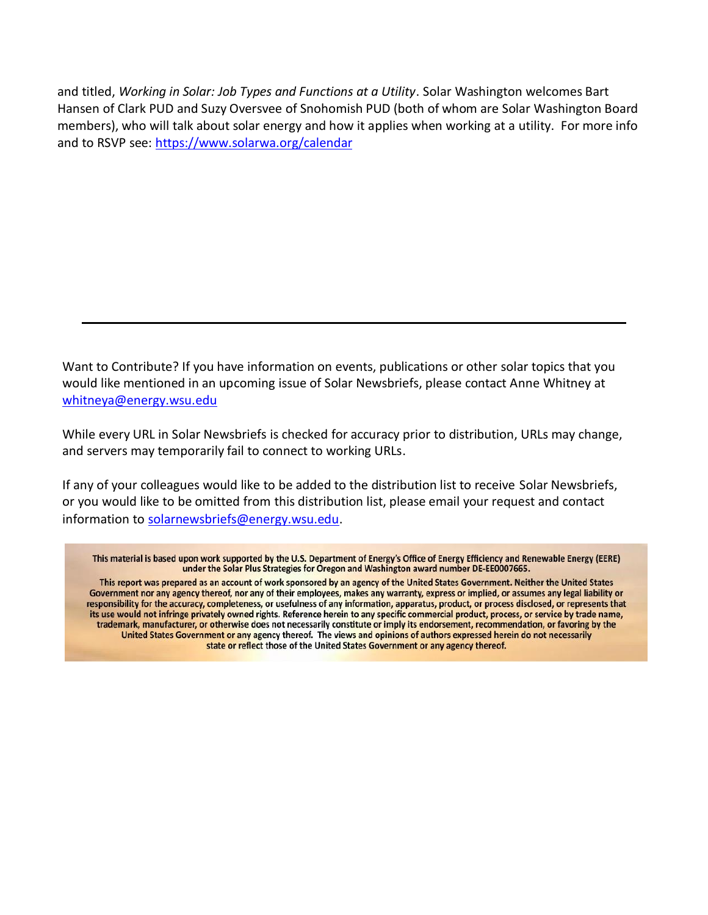and titled, *Working in Solar: Job Types and Functions at a Utility*. Solar Washington welcomes Bart Hansen of Clark PUD and Suzy Oversvee of Snohomish PUD (both of whom are Solar Washington Board members), who will talk about solar energy and how it applies when working at a utility. For more info and to RSVP see: https://www.solarwa.org/calendar

---

Want to Contribute? If you have information on events, publications or other solar topics that you would like mentioned in an upcoming issue of Solar Newsbriefs, please contact Anne Whitney at whitneya@energy.wsu.edu

While every URL in Solar Newsbriefs is checked for accuracy prior to distribution, URLs may change, and servers may temporarily fail to connect to working URLs.

If any of your colleagues would like to be added to the distribution list to receive Solar Newsbriefs, or you would like to be omitted from this distribution list, please email your request and contact information to solarnewsbriefs@energy.wsu.edu.

**This material is based upon work supported by the U.S. Department of Energy's Office of Energy Efficiency and Renewable Energy (EERE) under the Solar Plus Strategies for Oregon and Washington award number DE-EE0007665.**

**This report was prepared as an account of work sponsored by an agency of the United States Government. Neither the United States Government nor any agency thereof, nor any of their employees, makes any warranty, express or implied, or assumes any legal liability or responsibility for the accuracy, completeness, or usefulness of any information, apparatus, product, or process disclosed, or represents that its use would not infringe privately owned rights. Reference herein to any specific commercial product, process, or service by trade name, trademark, manufacturer, or otherwise does not necessarily constitute or imply its endorsement, recommendation, or favoring by the United States Government or any agency thereof. The views and opinions of authors expressed herein do not necessarily state or reflect those of the United States Government or any agency thereof.**